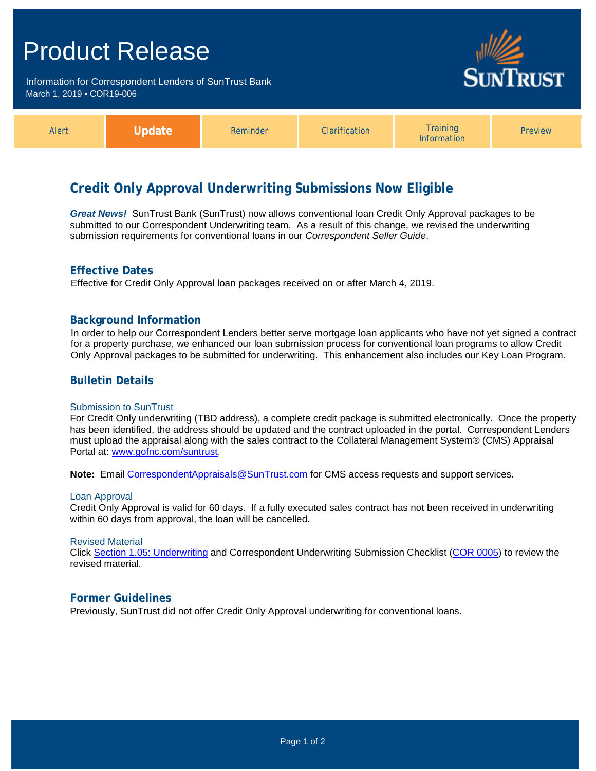# Product Release

Information for Correspondent Lenders of SunTrust Bank
March 1, 2019 • COR19-006

| Alert | **Update** | Reminder | Clarification | Training Information | Preview |
|---|---|---|---|---|---|

## Credit Only Approval Underwriting Submissions Now Eligible

***Great News!*** SunTrust Bank (SunTrust) now allows conventional loan Credit Only Approval packages to be submitted to our Correspondent Underwriting team. As a result of this change, we revised the underwriting submission requirements for conventional loans in our *Correspondent Seller Guide*.

### Effective Dates

Effective for Credit Only Approval loan packages received on or after March 4, 2019.

### Background Information

In order to help our Correspondent Lenders better serve mortgage loan applicants who have not yet signed a contract for a property purchase, we enhanced our loan submission process for conventional loan programs to allow Credit Only Approval packages to be submitted for underwriting. This enhancement also includes our Key Loan Program.

### Bulletin Details

#### Submission to SunTrust

For Credit Only underwriting (TBD address), a complete credit package is submitted electronically. Once the property has been identified, the address should be updated and the contract uploaded in the portal. Correspondent Lenders must upload the appraisal along with the sales contract to the Collateral Management System® (CMS) Appraisal Portal at: www.gofnc.com/suntrust.

**Note:** Email CorrespondentAppraisals@SunTrust.com for CMS access requests and support services.

#### Loan Approval

Credit Only Approval is valid for 60 days. If a fully executed sales contract has not been received in underwriting within 60 days from approval, the loan will be cancelled.

#### Revised Material

Click Section 1.05: Underwriting and Correspondent Underwriting Submission Checklist (COR 0005) to review the revised material.

### Former Guidelines

Previously, SunTrust did not offer Credit Only Approval underwriting for conventional loans.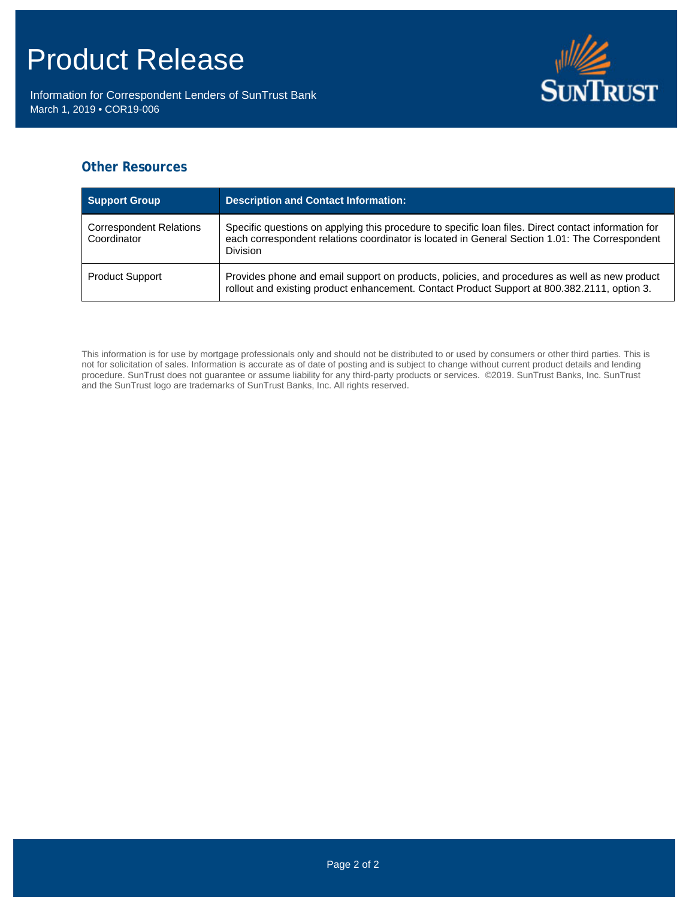## Other Resources

| Support Group | Description and Contact Information: |
| --- | --- |
| Correspondent Relations Coordinator | Specific questions on applying this procedure to specific loan files. Direct contact information for each correspondent relations coordinator is located in General Section 1.01: The Correspondent Division |
| Product Support | Provides phone and email support on products, policies, and procedures as well as new product rollout and existing product enhancement. Contact Product Support at 800.382.2111, option 3. |

This information is for use by mortgage professionals only and should not be distributed to or used by consumers or other third parties. This is not for solicitation of sales. Information is accurate as of date of posting and is subject to change without current product details and lending procedure. SunTrust does not guarantee or assume liability for any third-party products or services. ©2019. SunTrust Banks, Inc. SunTrust and the SunTrust logo are trademarks of SunTrust Banks, Inc. All rights reserved.